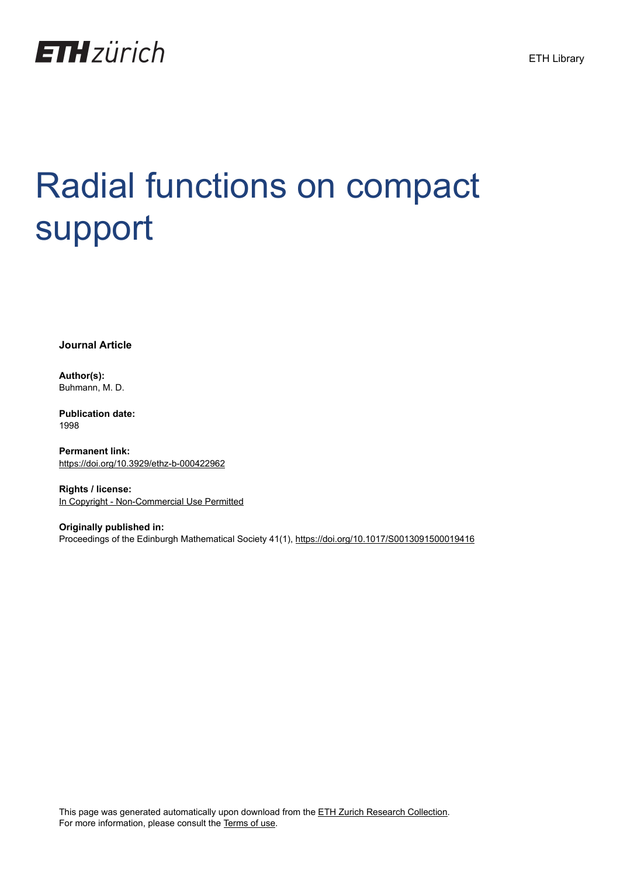# Radial functions on compact support

**Journal Article**

**Author(s):**
Buhmann, M. D.

**Publication date:**
1998

**Permanent link:**
https://doi.org/10.3929/ethz-b-000422962

**Rights / license:**
In Copyright - Non-Commercial Use Permitted

**Originally published in:**
Proceedings of the Edinburgh Mathematical Society 41(1), https://doi.org/10.1017/S0013091500019416

This page was generated automatically upon download from the ETH Zurich Research Collection.
For more information, please consult the Terms of use.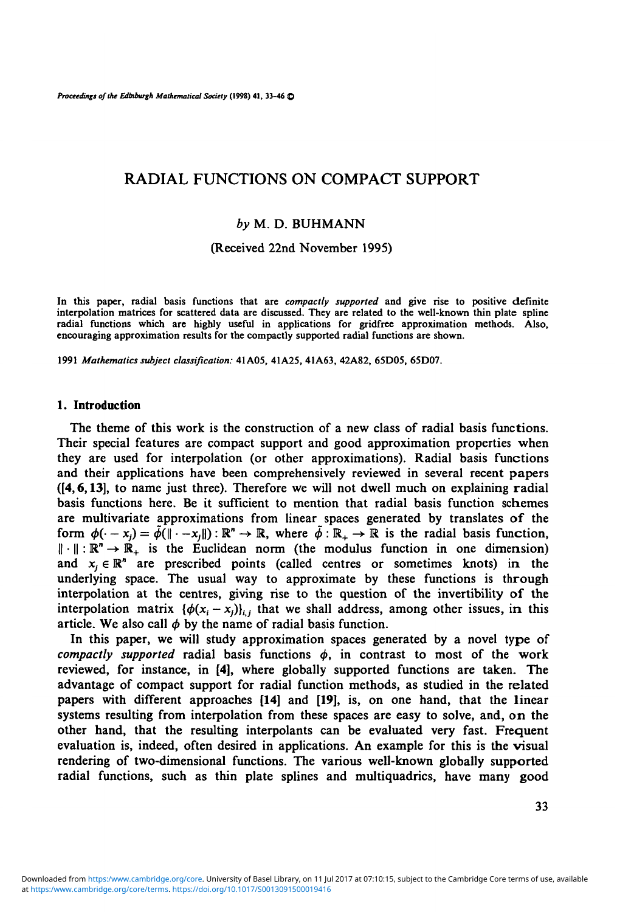# RADIAL FUNCTIONS ON COMPACT SUPPORT

*by* M. D. BUHMANN

(Received 22nd November 1995)

In this paper, radial basis functions that are *compactly supported* and give rise to positive definite interpolation matrices for scattered data are discussed. They are related to the well-known thin plate spline radial functions which are highly useful in applications for gridfree approximation methods. Also, encouraging approximation results for the compactly supported radial functions are shown.

1991 *Mathematics subject classification:* 41A05, 41A25, 41A63, 42A82, 65D05, 65D07.

## 1. Introduction

The theme of this work is the construction of a new class of radial basis functions. Their special features are compact support and good approximation properties when they are used for interpolation (or other approximations). Radial basis functions and their applications have been comprehensively reviewed in several recent papers (**[4, 6, 13]**, to name just three). Therefore we will not dwell much on explaining radial basis functions here. Be it sufficient to mention that radial basis function schemes are multivariate approximations from linear spaces generated by translates of the form $\phi(\cdot - x_j) = \tilde{\phi}(\|\cdot - x_j\|) : \mathbb{R}^n \to \mathbb{R}$, where $\tilde{\phi} : \mathbb{R}_+ \to \mathbb{R}$ is the radial basis function, $\|\cdot\| : \mathbb{R}^n \to \mathbb{R}_+$ is the Euclidean norm (the modulus function in one dimension) and $x_j \in \mathbb{R}^n$ are prescribed points (called centres or sometimes knots) in the underlying space. The usual way to approximate by these functions is through interpolation at the centres, giving rise to the question of the invertibility of the interpolation matrix $\{\phi(x_i - x_j)\}_{i,j}$ that we shall address, among other issues, in this article. We also call $\phi$ by the name of radial basis function.

In this paper, we will study approximation spaces generated by a novel type of *compactly supported* radial basis functions $\phi$, in contrast to most of the work reviewed, for instance, in **[4]**, where globally supported functions are taken. The advantage of compact support for radial function methods, as studied in the related papers with different approaches **[14]** and **[19]**, is, on one hand, that the linear systems resulting from interpolation from these spaces are easy to solve, and, on the other hand, that the resulting interpolants can be evaluated very fast. Frequent evaluation is, indeed, often desired in applications. An example for this is the visual rendering of two-dimensional functions. The various well-known globally supported radial functions, such as thin plate splines and multiquadrics, have many good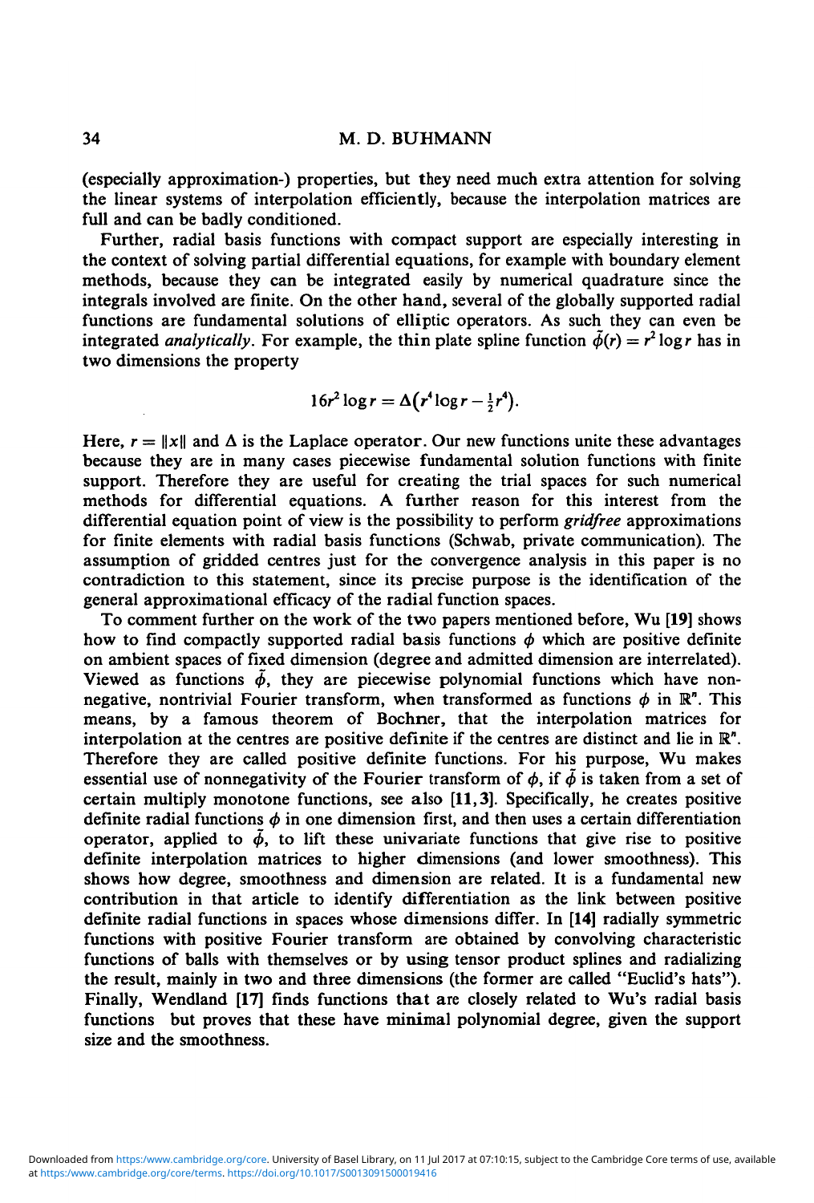(especially approximation-) properties, but they need much extra attention for solving the linear systems of interpolation efficiently, because the interpolation matrices are full and can be badly conditioned.

Further, radial basis functions with compact support are especially interesting in the context of solving partial differential equations, for example with boundary element methods, because they can be integrated easily by numerical quadrature since the integrals involved are finite. On the other hand, several of the globally supported radial functions are fundamental solutions of elliptic operators. As such they can even be integrated *analytically*. For example, the thin plate spline function $\tilde{\phi}(r) = r^2 \log r$ has in two dimensions the property

$$16r^2 \log r = \Delta\left(r^4 \log r - \tfrac{1}{2}r^4\right).$$

Here, $r = \|x\|$ and $\Delta$ is the Laplace operator. Our new functions unite these advantages because they are in many cases piecewise fundamental solution functions with finite support. Therefore they are useful for creating the trial spaces for such numerical methods for differential equations. A further reason for this interest from the differential equation point of view is the possibility to perform *gridfree* approximations for finite elements with radial basis functions (Schwab, private communication). The assumption of gridded centres just for the convergence analysis in this paper is no contradiction to this statement, since its precise purpose is the identification of the general approximational efficacy of the radial function spaces.

To comment further on the work of the two papers mentioned before, Wu **[19]** shows how to find compactly supported radial basis functions $\phi$ which are positive definite on ambient spaces of fixed dimension (degree and admitted dimension are interrelated). Viewed as functions $\tilde{\phi}$, they are piecewise polynomial functions which have nonnegative, nontrivial Fourier transform, when transformed as functions $\phi$ in $\mathbb{R}^n$. This means, by a famous theorem of Bochner, that the interpolation matrices for interpolation at the centres are positive definite if the centres are distinct and lie in $\mathbb{R}^n$. Therefore they are called positive definite functions. For his purpose, Wu makes essential use of nonnegativity of the Fourier transform of $\phi$, if $\tilde{\phi}$ is taken from a set of certain multiply monotone functions, see also **[11, 3]**. Specifically, he creates positive definite radial functions $\phi$ in one dimension first, and then uses a certain differentiation operator, applied to $\tilde{\phi}$, to lift these univariate functions that give rise to positive definite interpolation matrices to higher dimensions (and lower smoothness). This shows how degree, smoothness and dimension are related. It is a fundamental new contribution in that article to identify differentiation as the link between positive definite radial functions in spaces whose dimensions differ. In **[14]** radially symmetric functions with positive Fourier transform are obtained by convolving characteristic functions of balls with themselves or by using tensor product splines and radializing the result, mainly in two and three dimensions (the former are called "Euclid's hats"). Finally, Wendland **[17]** finds functions that are closely related to Wu's radial basis functions but proves that these have minimal polynomial degree, given the support size and the smoothness.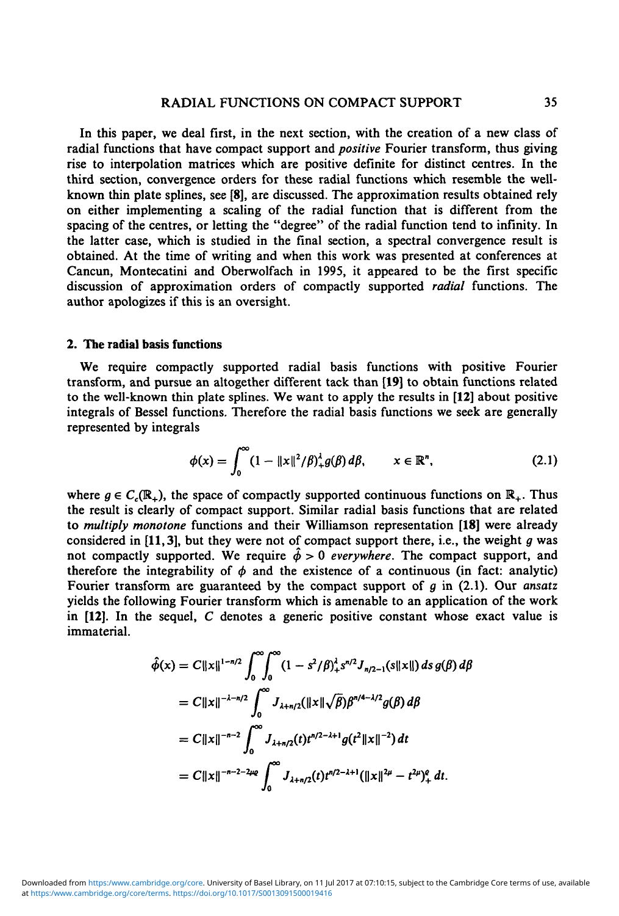In this paper, we deal first, in the next section, with the creation of a new class of radial functions that have compact support and *positive* Fourier transform, thus giving rise to interpolation matrices which are positive definite for distinct centres. In the third section, convergence orders for these radial functions which resemble the well-known thin plate splines, see [8], are discussed. The approximation results obtained rely on either implementing a scaling of the radial function that is different from the spacing of the centres, or letting the "degree" of the radial function tend to infinity. In the latter case, which is studied in the final section, a spectral convergence result is obtained. At the time of writing and when this work was presented at conferences at Cancun, Montecatini and Oberwolfach in 1995, it appeared to be the first specific discussion of approximation orders of compactly supported *radial* functions. The author apologizes if this is an oversight.

## 2. The radial basis functions

We require compactly supported radial basis functions with positive Fourier transform, and pursue an altogether different tack than [19] to obtain functions related to the well-known thin plate splines. We want to apply the results in [12] about positive integrals of Bessel functions. Therefore the radial basis functions we seek are generally represented by integrals

$$\phi(x) = \int_0^\infty (1 - \|x\|^2/\beta)_+^\lambda g(\beta)\, d\beta, \qquad x \in \mathbb{R}^n, \tag{2.1}$$

where $g \in C_c(\mathbb{R}_+)$, the space of compactly supported continuous functions on $\mathbb{R}_+$. Thus the result is clearly of compact support. Similar radial basis functions that are related to *multiply monotone* functions and their Williamson representation [18] were already considered in [11, 3], but they were not of compact support there, i.e., the weight $g$ was not compactly supported. We require $\hat{\phi} > 0$ *everywhere*. The compact support, and therefore the integrability of $\phi$ and the existence of a continuous (in fact: analytic) Fourier transform are guaranteed by the compact support of $g$ in (2.1). Our *ansatz* yields the following Fourier transform which is amenable to an application of the work in [12]. In the sequel, $C$ denotes a generic positive constant whose exact value is immaterial.

$$\begin{aligned}
\hat{\phi}(x) &= C\|x\|^{1-n/2} \int_0^\infty \int_0^\infty (1 - s^2/\beta)_+^\lambda s^{n/2} J_{n/2-1}(s\|x\|)\, ds\, g(\beta)\, d\beta \\
&= C\|x\|^{-\lambda-n/2} \int_0^\infty J_{\lambda+n/2}(\|x\|\sqrt{\beta})\beta^{n/4-\lambda/2} g(\beta)\, d\beta \\
&= C\|x\|^{-n-2} \int_0^\infty J_{\lambda+n/2}(t) t^{n/2-\lambda+1} g(t^2\|x\|^{-2})\, dt \\
&= C\|x\|^{-n-2-2\mu\varrho} \int_0^\infty J_{\lambda+n/2}(t) t^{n/2-\lambda+1} (\|x\|^{2\mu} - t^{2\mu})_+^\varrho\, dt.
\end{aligned}$$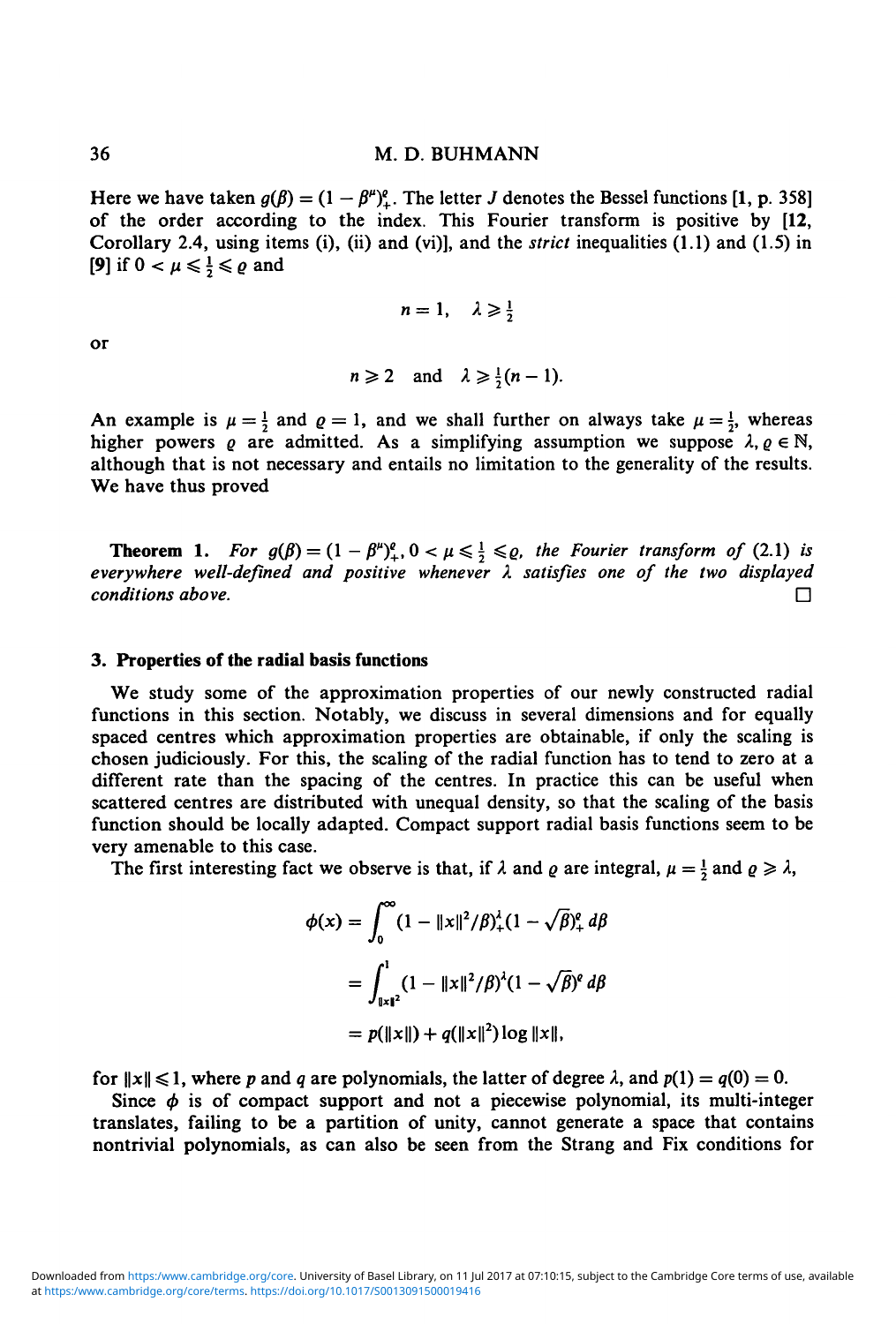Here we have taken $g(\beta) = (1 - \beta^{\mu})_+^{\varrho}$. The letter $J$ denotes the Bessel functions [1, p. 358] of the order according to the index. This Fourier transform is positive by [12, Corollary 2.4, using items (i), (ii) and (vi)], and the *strict* inequalities (1.1) and (1.5) in [9] if $0 < \mu \leqslant \frac{1}{2} \leqslant \varrho$ and

$$n = 1, \quad \lambda \geqslant \tfrac{1}{2}$$

or

$$n \geqslant 2 \quad \text{and} \quad \lambda \geqslant \tfrac{1}{2}(n-1).$$

An example is $\mu = \frac{1}{2}$ and $\varrho = 1$, and we shall further on always take $\mu = \frac{1}{2}$, whereas higher powers $\varrho$ are admitted. As a simplifying assumption we suppose $\lambda, \varrho \in \mathbb{N}$, although that is not necessary and entails no limitation to the generality of the results. We have thus proved

**Theorem 1.** *For $g(\beta) = (1 - \beta^{\mu})_+^{\varrho}$, $0 < \mu \leqslant \frac{1}{2} \leqslant \varrho$, the Fourier transform of (2.1) is everywhere well-defined and positive whenever $\lambda$ satisfies one of the two displayed conditions above.* □

### 3. Properties of the radial basis functions

We study some of the approximation properties of our newly constructed radial functions in this section. Notably, we discuss in several dimensions and for equally spaced centres which approximation properties are obtainable, if only the scaling is chosen judiciously. For this, the scaling of the radial function has to tend to zero at a different rate than the spacing of the centres. In practice this can be useful when scattered centres are distributed with unequal density, so that the scaling of the basis function should be locally adapted. Compact support radial basis functions seem to be very amenable to this case.

The first interesting fact we observe is that, if $\lambda$ and $\varrho$ are integral, $\mu = \frac{1}{2}$ and $\varrho \geqslant \lambda$,

$$\begin{aligned}
\phi(x) &= \int_0^{\infty} (1 - \|x\|^2/\beta)_+^{\lambda} (1 - \sqrt{\beta})_+^{\varrho}\, d\beta \\
&= \int_{\|x\|^2}^{1} (1 - \|x\|^2/\beta)^{\lambda} (1 - \sqrt{\beta})^{\varrho}\, d\beta \\
&= p(\|x\|) + q(\|x\|^2) \log \|x\|,
\end{aligned}$$

for $\|x\| \leqslant 1$, where $p$ and $q$ are polynomials, the latter of degree $\lambda$, and $p(1) = q(0) = 0$.

Since $\phi$ is of compact support and not a piecewise polynomial, its multi-integer translates, failing to be a partition of unity, cannot generate a space that contains nontrivial polynomials, as can also be seen from the Strang and Fix conditions for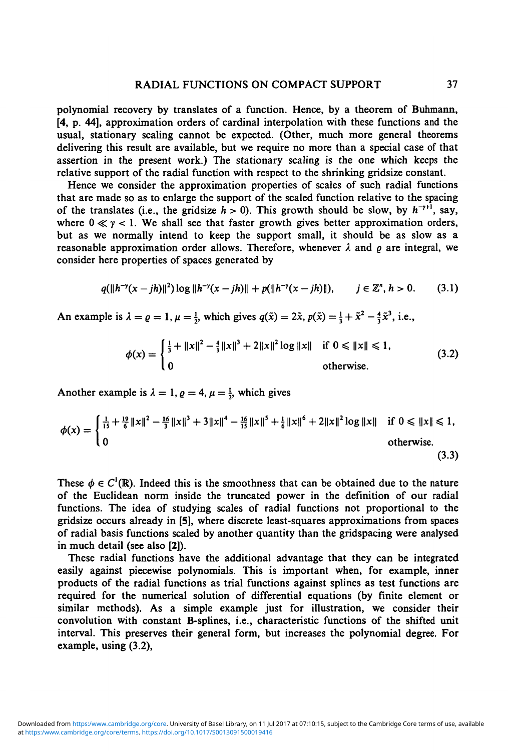polynomial recovery by translates of a function. Hence, by a theorem of Buhmann, [**4**, p. 44], approximation orders of cardinal interpolation with these functions and the usual, stationary scaling cannot be expected. (Other, much more general theorems delivering this result are available, but we require no more than a special case of that assertion in the present work.) The stationary scaling is the one which keeps the relative support of the radial function with respect to the shrinking gridsize constant.

Hence we consider the approximation properties of scales of such radial functions that are made so as to enlarge the support of the scaled function relative to the spacing of the translates (i.e., the gridsize $h > 0$). This growth should be slow, by $h^{-\gamma+1}$, say, where $0 \ll \gamma < 1$. We shall see that faster growth gives better approximation orders, but as we normally intend to keep the support small, it should be as slow as a reasonable approximation order allows. Therefore, whenever $\lambda$ and $\varrho$ are integral, we consider here properties of spaces generated by

$$q(\|h^{-\gamma}(x-jh)\|^2)\log\|h^{-\gamma}(x-jh)\| + p(\|h^{-\gamma}(x-jh)\|), \qquad j \in \mathbb{Z}^n,\ h > 0. \tag{3.1}$$

An example is $\lambda = \varrho = 1$, $\mu = \frac{1}{2}$, which gives $q(\tilde{x}) = 2\tilde{x}$, $p(\tilde{x}) = \frac{1}{3} + \tilde{x}^2 - \frac{4}{3}\tilde{x}^3$, i.e.,

$$\phi(x) = \begin{cases} \frac{1}{3} + \|x\|^2 - \frac{4}{3}\|x\|^3 + 2\|x\|^2 \log\|x\| & \text{if } 0 \leqslant \|x\| \leqslant 1, \\ 0 & \text{otherwise.} \end{cases} \tag{3.2}$$

Another example is $\lambda = 1$, $\varrho = 4$, $\mu = \frac{1}{2}$, which gives

$$\phi(x) = \begin{cases} \frac{1}{15} + \frac{19}{6}\|x\|^2 - \frac{16}{3}\|x\|^3 + 3\|x\|^4 - \frac{16}{15}\|x\|^5 + \frac{1}{6}\|x\|^6 + 2\|x\|^2 \log\|x\| & \text{if } 0 \leqslant \|x\| \leqslant 1, \\ 0 & \text{otherwise.} \end{cases} \tag{3.3}$$

These $\phi \in C^1(\mathbb{R})$. Indeed this is the smoothness that can be obtained due to the nature of the Euclidean norm inside the truncated power in the definition of our radial functions. The idea of studying scales of radial functions not proportional to the gridsize occurs already in [**5**], where discrete least-squares approximations from spaces of radial basis functions scaled by another quantity than the gridspacing were analysed in much detail (see also [**2**]).

These radial functions have the additional advantage that they can be integrated easily against piecewise polynomials. This is important when, for example, inner products of the radial functions as trial functions against splines as test functions are required for the numerical solution of differential equations (by finite element or similar methods). As a simple example just for illustration, we consider their convolution with constant B-splines, i.e., characteristic functions of the shifted unit interval. This preserves their general form, but increases the polynomial degree. For example, using (3.2),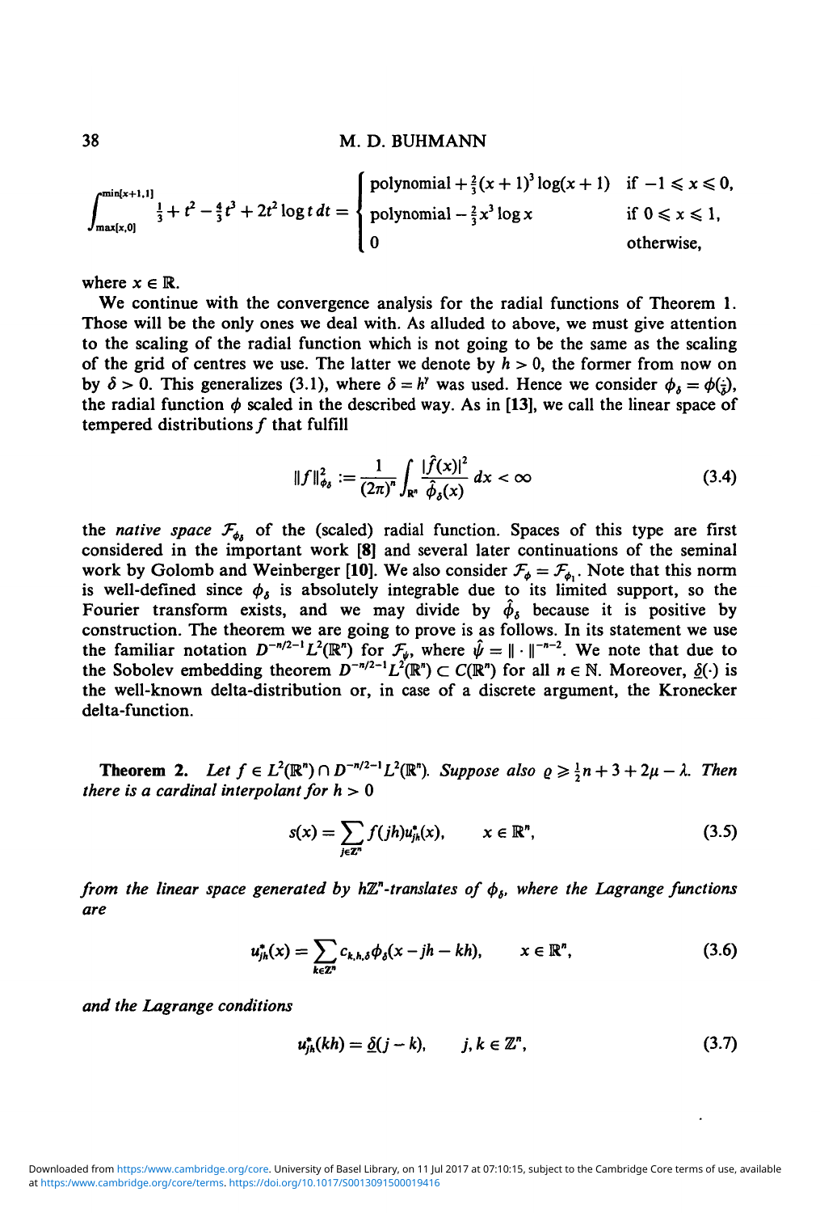$$\int_{\max[x,0]}^{\min[x+1,1]} \tfrac{1}{3} + t^2 - \tfrac{4}{3}t^3 + 2t^2 \log t \, dt = \begin{cases} \text{polynomial} + \frac{2}{3}(x+1)^3 \log(x+1) & \text{if } -1 \leqslant x \leqslant 0, \\ \text{polynomial} - \frac{2}{3}x^3 \log x & \text{if } 0 \leqslant x \leqslant 1, \\ 0 & \text{otherwise,} \end{cases}$$

where $x \in \mathbb{R}$.

We continue with the convergence analysis for the radial functions of Theorem 1. Those will be the only ones we deal with. As alluded to above, we must give attention to the scaling of the radial function which is not going to be the same as the scaling of the grid of centres we use. The latter we denote by $h > 0$, the former from now on by $\delta > 0$. This generalizes (3.1), where $\delta = h^\gamma$ was used. Hence we consider $\phi_\delta = \phi(\frac{\cdot}{\delta})$, the radial function $\phi$ scaled in the described way. As in [13], we call the linear space of tempered distributions $f$ that fulfill

$$\|f\|_{\phi_\delta}^2 := \frac{1}{(2\pi)^n} \int_{\mathbb{R}^n} \frac{|\hat{f}(x)|^2}{\hat{\phi}_\delta(x)} \, dx < \infty \tag{3.4}$$

the *native space* $\mathcal{F}_{\phi_\delta}$ of the (scaled) radial function. Spaces of this type are first considered in the important work [8] and several later continuations of the seminal work by Golomb and Weinberger [10]. We also consider $\mathcal{F}_\phi = \mathcal{F}_{\phi_1}$. Note that this norm is well-defined since $\phi_\delta$ is absolutely integrable due to its limited support, so the Fourier transform exists, and we may divide by $\hat{\phi}_\delta$ because it is positive by construction. The theorem we are going to prove is as follows. In its statement we use the familiar notation $D^{-n/2-1}L^2(\mathbb{R}^n)$ for $\mathcal{F}_\psi$, where $\hat{\psi} = \|\cdot\|^{-n-2}$. We note that due to the Sobolev embedding theorem $D^{-n/2-1}L^2(\mathbb{R}^n) \subset C(\mathbb{R}^n)$ for all $n \in \mathbb{N}$. Moreover, $\underline{\delta}(\cdot)$ is the well-known delta-distribution or, in case of a discrete argument, the Kronecker delta-function.

**Theorem 2.** *Let $f \in L^2(\mathbb{R}^n) \cap D^{-n/2-1}L^2(\mathbb{R}^n)$. Suppose also $\varrho \geqslant \frac{1}{2}n + 3 + 2\mu - \lambda$. Then there is a cardinal interpolant for $h > 0$*

$$s(x) = \sum_{j \in \mathbb{Z}^n} f(jh) u_{jh}^*(x), \qquad x \in \mathbb{R}^n, \tag{3.5}$$

*from the linear space generated by $h\mathbb{Z}^n$-translates of $\phi_\delta$, where the Lagrange functions are*

$$u_{jh}^*(x) = \sum_{k \in \mathbb{Z}^n} c_{k,h,\delta} \phi_\delta(x - jh - kh), \qquad x \in \mathbb{R}^n, \tag{3.6}$$

*and the Lagrange conditions*

$$u_{jh}^*(kh) = \underline{\delta}(j-k), \qquad j,k \in \mathbb{Z}^n, \tag{3.7}$$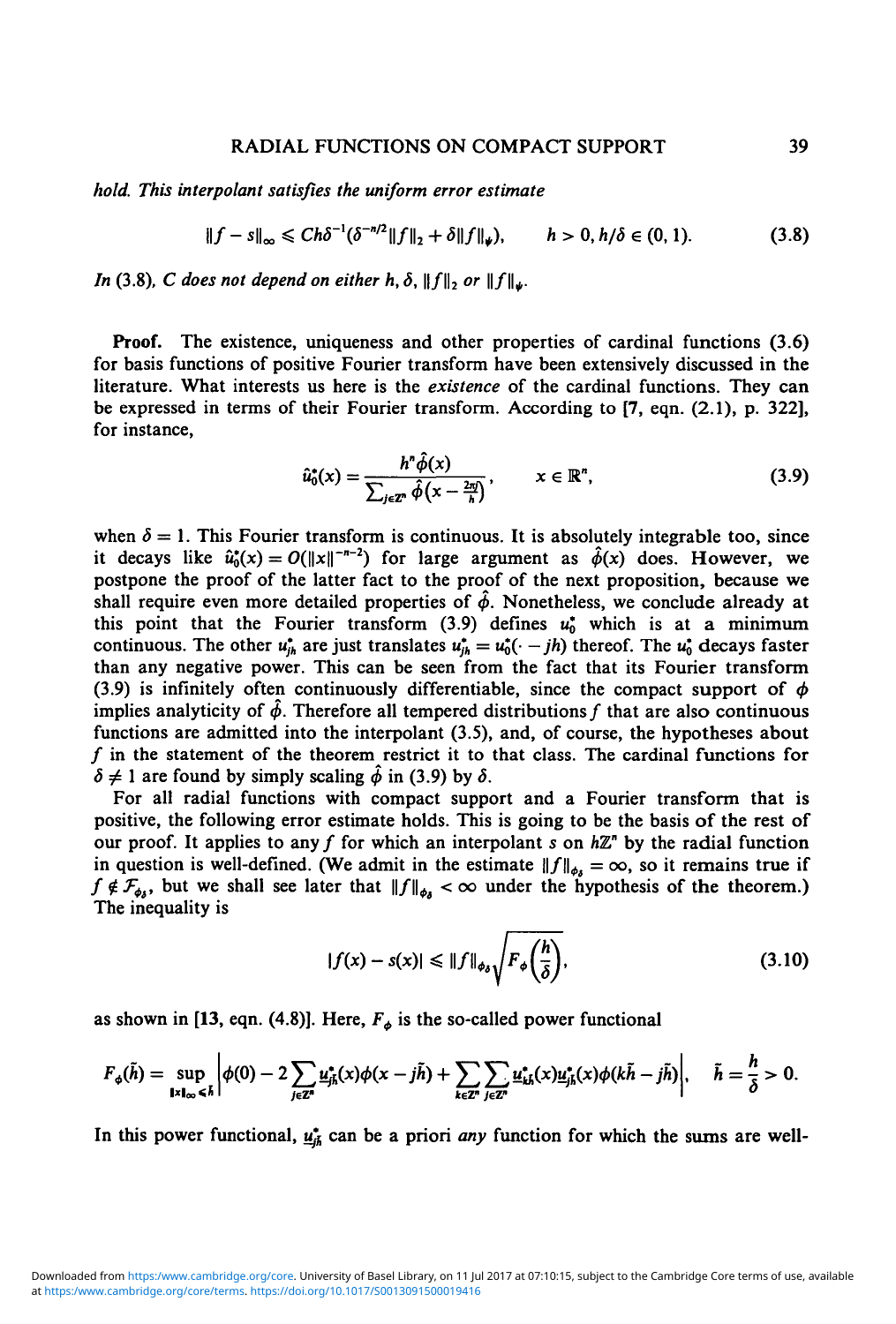*hold. This interpolant satisfies the uniform error estimate*

$$\|f - s\|_\infty \leqslant C h \delta^{-1}(\delta^{-n/2}\|f\|_2 + \delta\|f\|_\psi), \qquad h > 0, h/\delta \in (0, 1). \tag{3.8}$$

*In* (3.8), *C does not depend on either* $h$, $\delta$, $\|f\|_2$ *or* $\|f\|_\psi$.

**Proof.** The existence, uniqueness and other properties of cardinal functions (3.6) for basis functions of positive Fourier transform have been extensively discussed in the literature. What interests us here is the *existence* of the cardinal functions. They can be expressed in terms of their Fourier transform. According to [7, eqn. (2.1), p. 322], for instance,

$$\hat{u}_0^*(x) = \frac{h^n \hat{\phi}(x)}{\sum_{j \in \mathbb{Z}^n} \hat{\phi}\left(x - \frac{2\pi j}{h}\right)}, \qquad x \in \mathbb{R}^n, \tag{3.9}$$

when $\delta = 1$. This Fourier transform is continuous. It is absolutely integrable too, since it decays like $\hat{u}_0^*(x) = O(\|x\|^{-n-2})$ for large argument as $\hat{\phi}(x)$ does. However, we postpone the proof of the latter fact to the proof of the next proposition, because we shall require even more detailed properties of $\hat{\phi}$. Nonetheless, we conclude already at this point that the Fourier transform (3.9) defines $u_0^*$ which is at a minimum continuous. The other $u_{jh}^*$ are just translates $u_{jh}^* = u_0^*(\cdot - jh)$ thereof. The $u_0^*$ decays faster than any negative power. This can be seen from the fact that its Fourier transform (3.9) is infinitely often continuously differentiable, since the compact support of $\phi$ implies analyticity of $\hat{\phi}$. Therefore all tempered distributions $f$ that are also continuous functions are admitted into the interpolant (3.5), and, of course, the hypotheses about $f$ in the statement of the theorem restrict it to that class. The cardinal functions for $\delta \neq 1$ are found by simply scaling $\hat{\phi}$ in (3.9) by $\delta$.

For all radial functions with compact support and a Fourier transform that is positive, the following error estimate holds. This is going to be the basis of the rest of our proof. It applies to any $f$ for which an interpolant $s$ on $h\mathbb{Z}^n$ by the radial function in question is well-defined. (We admit in the estimate $\|f\|_{\phi_\delta} = \infty$, so it remains true if $f \notin \mathcal{F}_{\phi_\delta}$, but we shall see later that $\|f\|_{\phi_\delta} < \infty$ under the hypothesis of the theorem.) The inequality is

$$|f(x) - s(x)| \leqslant \|f\|_{\phi_\delta} \sqrt{F_\phi\left(\frac{h}{\delta}\right)}, \tag{3.10}$$

as shown in [13, eqn. (4.8)]. Here, $F_\phi$ is the so-called power functional

$$F_\phi(\tilde{h}) = \sup_{\|x\|_\infty \leqslant \tilde{h}} \left| \phi(0) - 2\sum_{j \in \mathbb{Z}^n} \underline{u}_{j\tilde{h}}^*(x)\phi(x - j\tilde{h}) + \sum_{k \in \mathbb{Z}^n}\sum_{j \in \mathbb{Z}^n} \underline{u}_{k\tilde{h}}^*(x)\underline{u}_{j\tilde{h}}^*(x)\phi(k\tilde{h} - j\tilde{h}) \right|, \quad \tilde{h} = \frac{h}{\delta} > 0.$$

In this power functional, $\underline{u}_{j\tilde{h}}^*$ can be a priori *any* function for which the sums are well-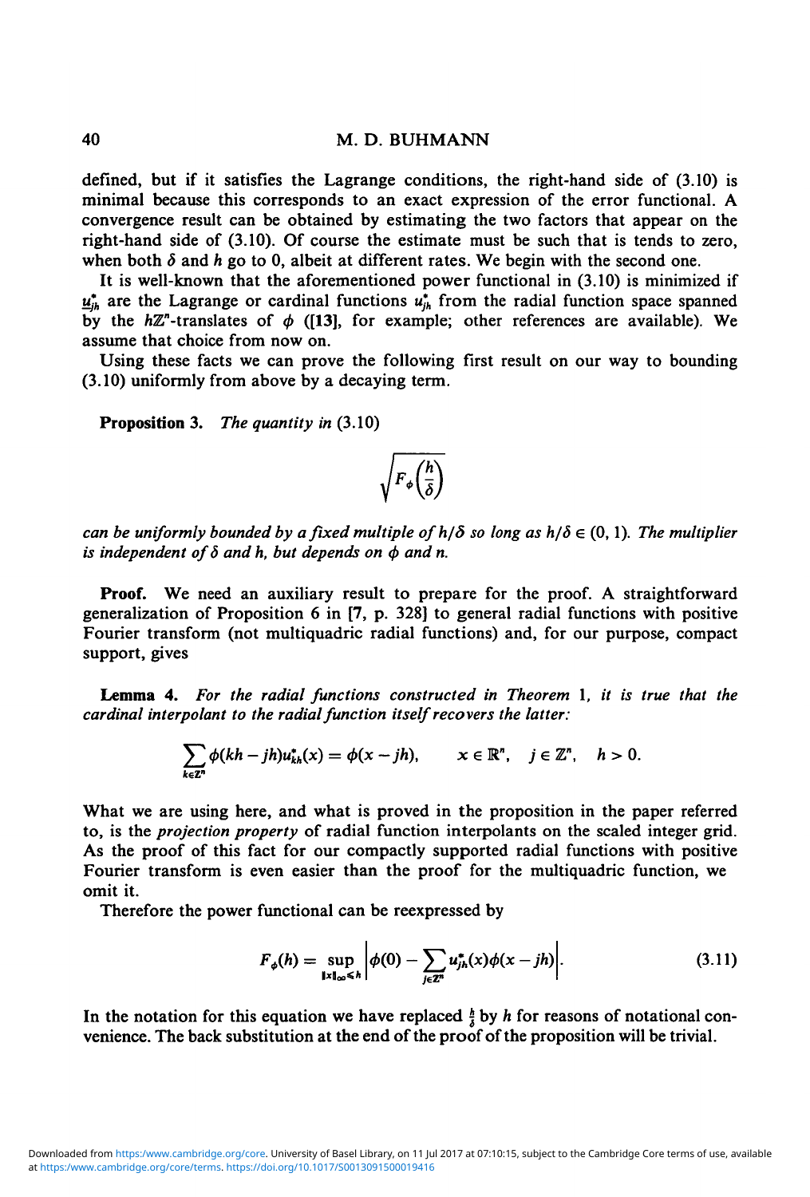defined, but if it satisfies the Lagrange conditions, the right-hand side of (3.10) is minimal because this corresponds to an exact expression of the error functional. A convergence result can be obtained by estimating the two factors that appear on the right-hand side of (3.10). Of course the estimate must be such that is tends to zero, when both $\delta$ and $h$ go to 0, albeit at different rates. We begin with the second one.

It is well-known that the aforementioned power functional in (3.10) is minimized if $\underline{u}_{jh}^*$ are the Lagrange or cardinal functions $u_{jh}^*$ from the radial function space spanned by the $h\mathbb{Z}^n$-translates of $\phi$ ([13], for example; other references are available). We assume that choice from now on.

Using these facts we can prove the following first result on our way to bounding (3.10) uniformly from above by a decaying term.

**Proposition 3.** *The quantity in* (3.10)

$$\sqrt{F_\phi\left(\frac{h}{\delta}\right)}$$

*can be uniformly bounded by a fixed multiple of $h/\delta$ so long as $h/\delta \in (0, 1)$. The multiplier is independent of $\delta$ and $h$, but depends on $\phi$ and $n$.*

**Proof.** We need an auxiliary result to prepare for the proof. A straightforward generalization of Proposition 6 in [7, p. 328] to general radial functions with positive Fourier transform (not multiquadric radial functions) and, for our purpose, compact support, gives

**Lemma 4.** *For the radial functions constructed in Theorem 1, it is true that the cardinal interpolant to the radial function itself recovers the latter:*

$$\sum_{k\in\mathbb{Z}^n} \phi(kh - jh)u_{kh}^*(x) = \phi(x - jh), \qquad x \in \mathbb{R}^n, \quad j \in \mathbb{Z}^n, \quad h > 0.$$

What we are using here, and what is proved in the proposition in the paper referred to, is the *projection property* of radial function interpolants on the scaled integer grid. As the proof of this fact for our compactly supported radial functions with positive Fourier transform is even easier than the proof for the multiquadric function, we omit it.

Therefore the power functional can be reexpressed by

$$F_\phi(h) = \sup_{\|x\|_\infty \leq h} \left| \phi(0) - \sum_{j\in\mathbb{Z}^n} u_{jh}^*(x)\phi(x - jh) \right|. \tag{3.11}$$

In the notation for this equation we have replaced $\frac{h}{\delta}$ by $h$ for reasons of notational convenience. The back substitution at the end of the proof of the proposition will be trivial.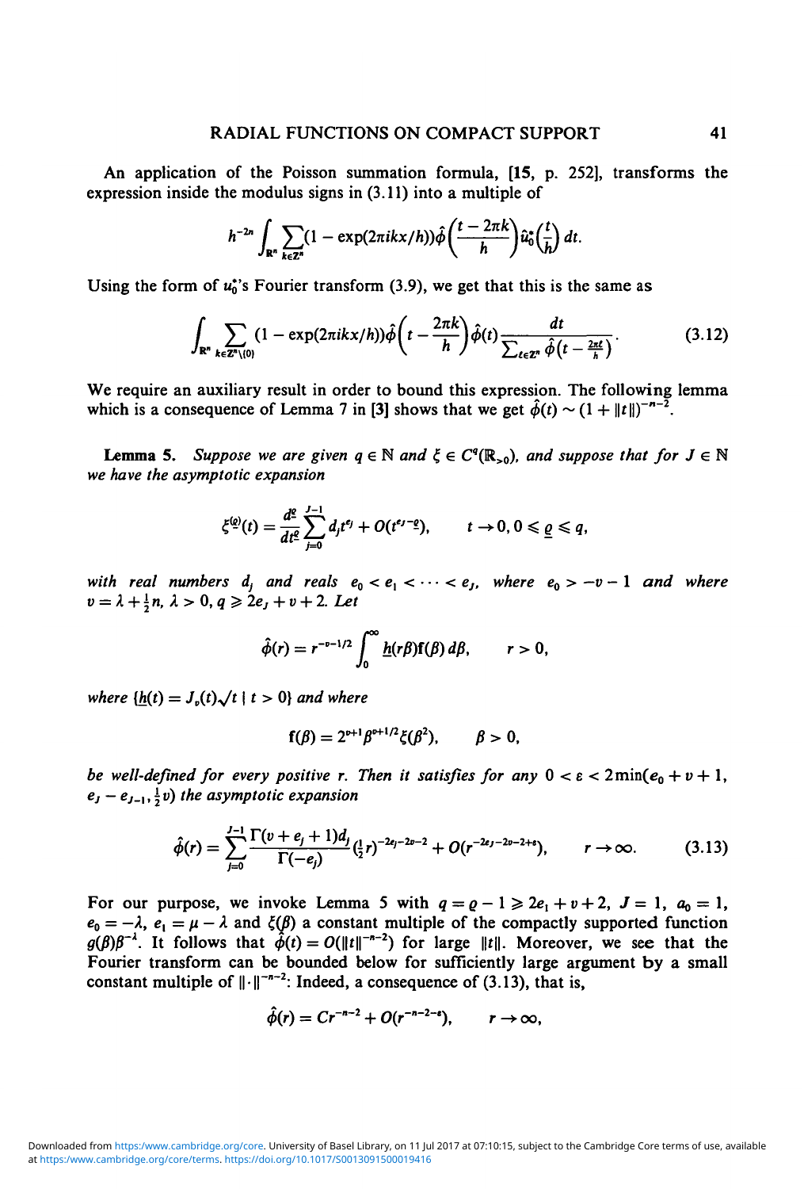An application of the Poisson summation formula, **[15**, p. 252], transforms the expression inside the modulus signs in (3.11) into a multiple of

$$h^{-2n}\int_{\mathbb{R}^n}\sum_{k\in\mathbb{Z}^n}(1-\exp(2\pi ikx/h))\hat{\phi}\left(\frac{t-2\pi k}{h}\right)\hat{u}_0^*\left(\frac{t}{h}\right)dt.$$

Using the form of $u_0^*$'s Fourier transform (3.9), we get that this is the same as

$$\int_{\mathbb{R}^n}\sum_{k\in\mathbb{Z}^n\setminus\{0\}}(1-\exp(2\pi ikx/h))\hat{\phi}\left(t-\frac{2\pi k}{h}\right)\hat{\phi}(t)\frac{dt}{\sum_{\ell\in\mathbb{Z}^n}\hat{\phi}\left(t-\frac{2\pi\ell}{h}\right)}. \tag{3.12}$$

We require an auxiliary result in order to bound this expression. The following lemma which is a consequence of Lemma 7 in **[3]** shows that we get $\hat{\phi}(t)\sim(1+\|t\|)^{-n-2}$.

**Lemma 5.** *Suppose we are given $q\in\mathbb{N}$ and $\xi\in C^q(\mathbb{R}_{>0})$, and suppose that for $J\in\mathbb{N}$ we have the asymptotic expansion*

$$\xi^{(\underline{\varrho})}(t)=\frac{d^{\underline{\varrho}}}{dt^{\underline{\varrho}}}\sum_{j=0}^{J-1}d_jt^{e_j}+O(t^{e_J-\underline{\varrho}}),\qquad t\to 0,\, 0\leqslant\underline{\varrho}\leqslant q,$$

*with real numbers $d_j$ and reals $e_0<e_1<\cdots<e_J$, where $e_0>-v-1$ and where $v=\lambda+\frac{1}{2}n$, $\lambda>0$, $q\geqslant 2e_J+v+2$. Let*

$$\hat{\phi}(r)=r^{-v-1/2}\int_0^\infty \underline{h}(r\beta)\mathfrak{f}(\beta)\,d\beta,\qquad r>0,$$

*where $\{\underline{h}(t)=J_v(t)\sqrt{t}\mid t>0\}$ and where*

$$\mathfrak{f}(\beta)=2^{v+1}\beta^{v+1/2}\xi(\beta^2),\qquad \beta>0,$$

*be well-defined for every positive $r$. Then it satisfies for any $0<\varepsilon<2\min(e_0+v+1,$ $e_J-e_{J-1},\frac{1}{2}v)$ the asymptotic expansion*

$$\hat{\phi}(r)=\sum_{j=0}^{J-1}\frac{\Gamma(v+e_j+1)d_j}{\Gamma(-e_j)}\left(\tfrac{1}{2}r\right)^{-2e_j-2v-2}+O(r^{-2e_J-2v-2+\varepsilon}),\qquad r\to\infty. \tag{3.13}$$

For our purpose, we invoke Lemma 5 with $q=\varrho-1\geqslant 2e_1+v+2$, $J=1$, $a_0=1$, $e_0=-\lambda$, $e_1=\mu-\lambda$ and $\xi(\beta)$ a constant multiple of the compactly supported function $g(\beta)\beta^{-\lambda}$. It follows that $\hat{\phi}(t)=O(\|t\|^{-n-2})$ for large $\|t\|$. Moreover, we see that the Fourier transform can be bounded below for sufficiently large argument by a small constant multiple of $\|\cdot\|^{-n-2}$: Indeed, a consequence of (3.13), that is,

$$\hat{\phi}(r)=Cr^{-n-2}+O(r^{-n-2-\varepsilon}),\qquad r\to\infty,$$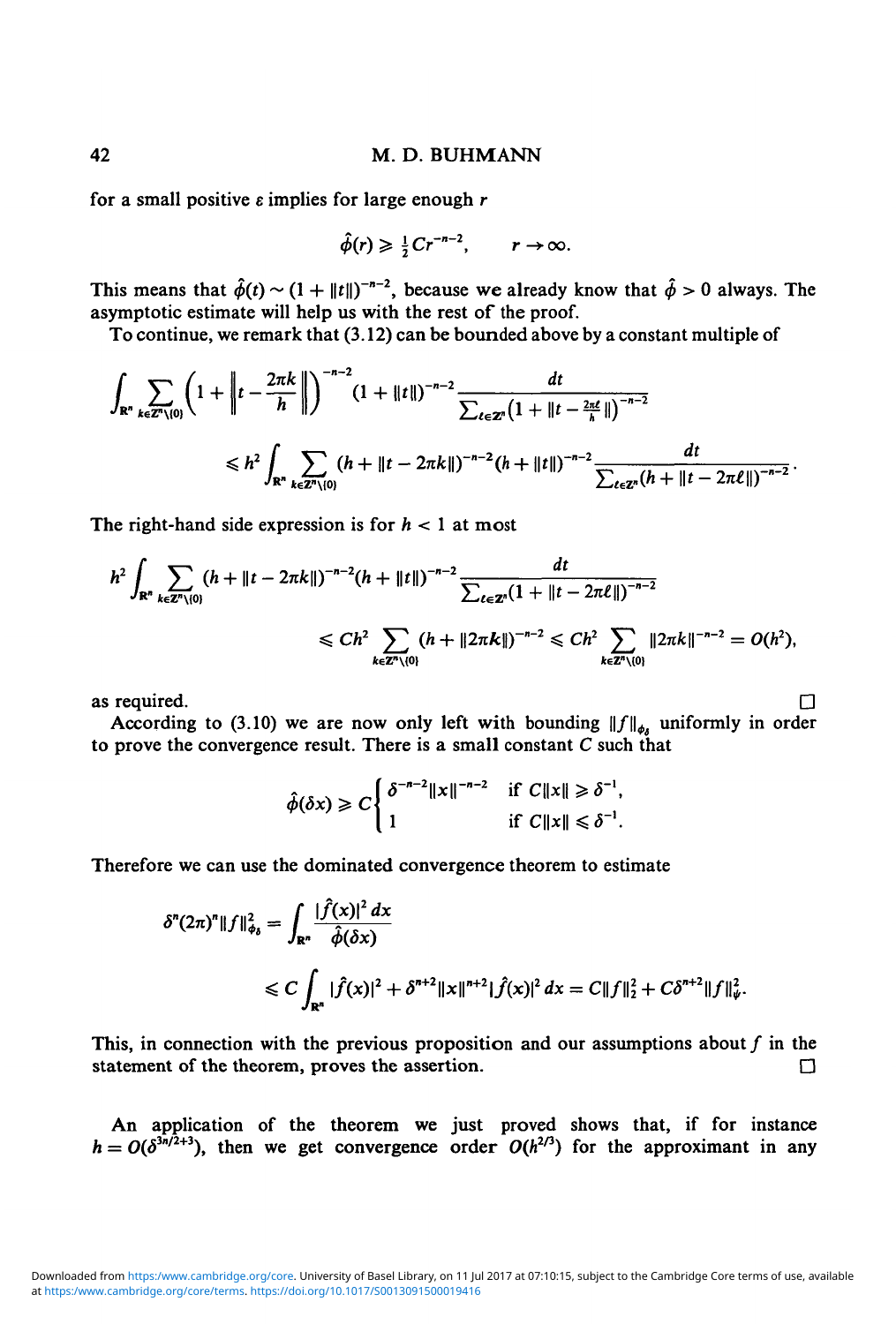for a small positive $\varepsilon$ implies for large enough $r$

$$\hat{\phi}(r) \geqslant \tfrac{1}{2} C r^{-n-2}, \qquad r \to \infty.$$

This means that $\hat{\phi}(t) \sim (1 + \|t\|)^{-n-2}$, because we already know that $\hat{\phi} > 0$ always. The asymptotic estimate will help us with the rest of the proof.

To continue, we remark that (3.12) can be bounded above by a constant multiple of

$$\int_{\mathbb{R}^n} \sum_{k \in \mathbb{Z}^n \setminus \{0\}} \left(1 + \left\| t - \frac{2\pi k}{h} \right\|\right)^{-n-2} (1 + \|t\|)^{-n-2} \frac{dt}{\sum_{\ell \in \mathbb{Z}^n} \left(1 + \|t - \frac{2\pi \ell}{h}\|\right)^{-n-2}}$$

$$\leqslant h^2 \int_{\mathbb{R}^n} \sum_{k \in \mathbb{Z}^n \setminus \{0\}} (h + \|t - 2\pi k\|)^{-n-2} (h + \|t\|)^{-n-2} \frac{dt}{\sum_{\ell \in \mathbb{Z}^n} (h + \|t - 2\pi \ell\|)^{-n-2}}.$$

The right-hand side expression is for $h < 1$ at most

$$h^2 \int_{\mathbb{R}^n} \sum_{k \in \mathbb{Z}^n \setminus \{0\}} (h + \|t - 2\pi k\|)^{-n-2} (h + \|t\|)^{-n-2} \frac{dt}{\sum_{\ell \in \mathbb{Z}^n} (1 + \|t - 2\pi \ell\|)^{-n-2}}$$

$$\leqslant C h^2 \sum_{k \in \mathbb{Z}^n \setminus \{0\}} (h + \|2\pi k\|)^{-n-2} \leqslant C h^2 \sum_{k \in \mathbb{Z}^n \setminus \{0\}} \|2\pi k\|^{-n-2} = O(h^2),$$

as required. □

According to (3.10) we are now only left with bounding $\|f\|_{\phi_\delta}$ uniformly in order to prove the convergence result. There is a small constant $C$ such that

$$\hat{\phi}(\delta x) \geqslant C \begin{cases} \delta^{-n-2} \|x\|^{-n-2} & \text{if } C\|x\| \geqslant \delta^{-1}, \\ 1 & \text{if } C\|x\| \leqslant \delta^{-1}. \end{cases}$$

Therefore we can use the dominated convergence theorem to estimate

$$\delta^n (2\pi)^n \|f\|^2_{\phi_\delta} = \int_{\mathbb{R}^n} \frac{|\hat{f}(x)|^2 \, dx}{\hat{\phi}(\delta x)}$$

$$\leqslant C \int_{\mathbb{R}^n} |\hat{f}(x)|^2 + \delta^{n+2} \|x\|^{n+2} |\hat{f}(x)|^2 \, dx = C\|f\|_2^2 + C\delta^{n+2} \|f\|^2_{\psi}.$$

This, in connection with the previous proposition and our assumptions about $f$ in the statement of the theorem, proves the assertion. □

An application of the theorem we just proved shows that, if for instance $h = O(\delta^{3n/2+3})$, then we get convergence order $O(h^{2/3})$ for the approximant in any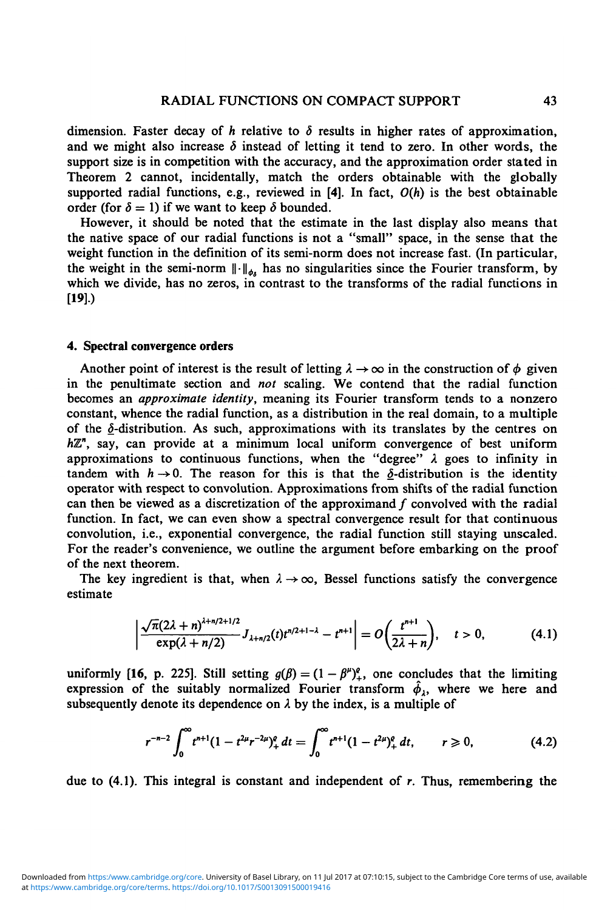dimension. Faster decay of $h$ relative to $\delta$ results in higher rates of approximation, and we might also increase $\delta$ instead of letting it tend to zero. In other words, the support size is in competition with the accuracy, and the approximation order stated in Theorem 2 cannot, incidentally, match the orders obtainable with the globally supported radial functions, e.g., reviewed in [4]. In fact, $O(h)$ is the best obtainable order (for $\delta = 1$) if we want to keep $\delta$ bounded.

However, it should be noted that the estimate in the last display also means that the native space of our radial functions is not a "small" space, in the sense that the weight function in the definition of its semi-norm does not increase fast. (In particular, the weight in the semi-norm $\|\cdot\|_{\phi_\delta}$ has no singularities since the Fourier transform, by which we divide, has no zeros, in contrast to the transforms of the radial functions in [19].)

#### 4. Spectral convergence orders

Another point of interest is the result of letting $\lambda \to \infty$ in the construction of $\phi$ given in the penultimate section and *not* scaling. We contend that the radial function becomes an *approximate identity*, meaning its Fourier transform tends to a nonzero constant, whence the radial function, as a distribution in the real domain, to a multiple of the $\underline{\delta}$-distribution. As such, approximations with its translates by the centres on $h\mathbb{Z}^n$, say, can provide at a minimum local uniform convergence of best uniform approximations to continuous functions, when the "degree" $\lambda$ goes to infinity in tandem with $h \to 0$. The reason for this is that the $\underline{\delta}$-distribution is the identity operator with respect to convolution. Approximations from shifts of the radial function can then be viewed as a discretization of the approximand $f$ convolved with the radial function. In fact, we can even show a spectral convergence result for that continuous convolution, i.e., exponential convergence, the radial function still staying unscaled. For the reader's convenience, we outline the argument before embarking on the proof of the next theorem.

The key ingredient is that, when $\lambda \to \infty$, Bessel functions satisfy the convergence estimate

$$\left| \frac{\sqrt{\pi}(2\lambda + n)^{\lambda+n/2+1/2}}{\exp(\lambda + n/2)} J_{\lambda+n/2}(t) t^{n/2+1-\lambda} - t^{n+1} \right| = O\left( \frac{t^{n+1}}{2\lambda + n} \right), \quad t > 0, \tag{4.1}$$

uniformly [16, p. 225]. Still setting $g(\beta) = (1 - \beta^\mu)_+^\varrho$, one concludes that the limiting expression of the suitably normalized Fourier transform $\hat{\phi}_\lambda$, where we here and subsequently denote its dependence on $\lambda$ by the index, is a multiple of

$$r^{-n-2} \int_0^\infty t^{n+1} (1 - t^{2\mu} r^{-2\mu})_+^\varrho \, dt = \int_0^\infty t^{n+1} (1 - t^{2\mu})_+^\varrho \, dt, \qquad r \geqslant 0, \tag{4.2}$$

due to (4.1). This integral is constant and independent of $r$. Thus, remembering the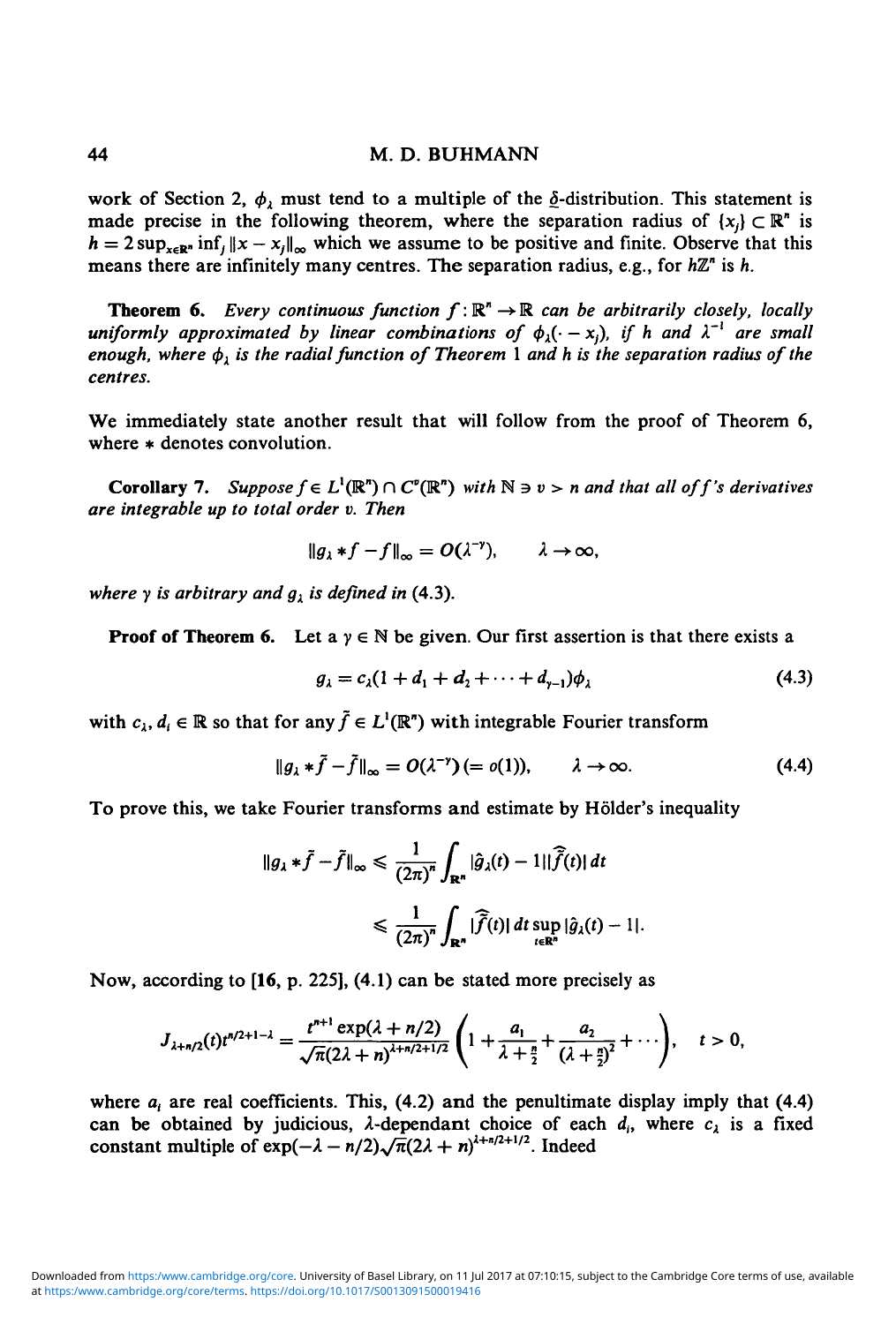work of Section 2, $\phi_\lambda$ must tend to a multiple of the $\underline{\delta}$-distribution. This statement is made precise in the following theorem, where the separation radius of $\{x_j\} \subset \mathbb{R}^n$ is $h = 2\sup_{x\in\mathbb{R}^n} \inf_j \|x - x_j\|_\infty$ which we assume to be positive and finite. Observe that this means there are infinitely many centres. The separation radius, e.g., for $h\mathbb{Z}^n$ is $h$.

**Theorem 6.** *Every continuous function $f: \mathbb{R}^n \to \mathbb{R}$ can be arbitrarily closely, locally uniformly approximated by linear combinations of $\phi_\lambda(\cdot - x_j)$, if $h$ and $\lambda^{-1}$ are small enough, where $\phi_\lambda$ is the radial function of Theorem 1 and $h$ is the separation radius of the centres.*

We immediately state another result that will follow from the proof of Theorem 6, where $*$ denotes convolution.

**Corollary 7.** *Suppose $f \in L^1(\mathbb{R}^n) \cap C^v(\mathbb{R}^n)$ with $\mathbb{N} \ni v > n$ and that all of $f$'s derivatives are integrable up to total order $v$. Then*

$$\|g_\lambda * f - f\|_\infty = O(\lambda^{-\gamma}), \qquad \lambda \to \infty,$$

*where $\gamma$ is arbitrary and $g_\lambda$ is defined in* (4.3).

**Proof of Theorem 6.** Let a $\gamma \in \mathbb{N}$ be given. Our first assertion is that there exists a

$$g_\lambda = c_\lambda(1 + d_1 + d_2 + \cdots + d_{\gamma-1})\phi_\lambda \tag{4.3}$$

with $c_\lambda, d_i \in \mathbb{R}$ so that for any $\tilde{f} \in L^1(\mathbb{R}^n)$ with integrable Fourier transform

$$\|g_\lambda * \tilde{f} - \tilde{f}\|_\infty = O(\lambda^{-\gamma}) \,(= o(1)), \qquad \lambda \to \infty. \tag{4.4}$$

To prove this, we take Fourier transforms and estimate by Hölder's inequality

$$\begin{aligned} \|g_\lambda * \tilde{f} - \tilde{f}\|_\infty &\leqslant \frac{1}{(2\pi)^n}\int_{\mathbb{R}^n} |\hat{g}_\lambda(t) - 1||\hat{\tilde{f}}(t)|\,dt \\ &\leqslant \frac{1}{(2\pi)^n}\int_{\mathbb{R}^n} |\hat{\tilde{f}}(t)|\,dt \sup_{t\in\mathbb{R}^n}|\hat{g}_\lambda(t) - 1|. \end{aligned}$$

Now, according to [16, p. 225], (4.1) can be stated more precisely as

$$J_{\lambda+n/2}(t)t^{n/2+1-\lambda} = \frac{t^{n+1}\exp(\lambda + n/2)}{\sqrt{\pi}(2\lambda + n)^{\lambda+n/2+1/2}}\left(1 + \frac{a_1}{\lambda + \frac{n}{2}} + \frac{a_2}{(\lambda + \frac{n}{2})^2} + \cdots\right), \quad t > 0,$$

where $a_i$ are real coefficients. This, (4.2) and the penultimate display imply that (4.4) can be obtained by judicious, $\lambda$-dependant choice of each $d_i$, where $c_\lambda$ is a fixed constant multiple of $\exp(-\lambda - n/2)\sqrt{\pi}(2\lambda + n)^{\lambda+n/2+1/2}$. Indeed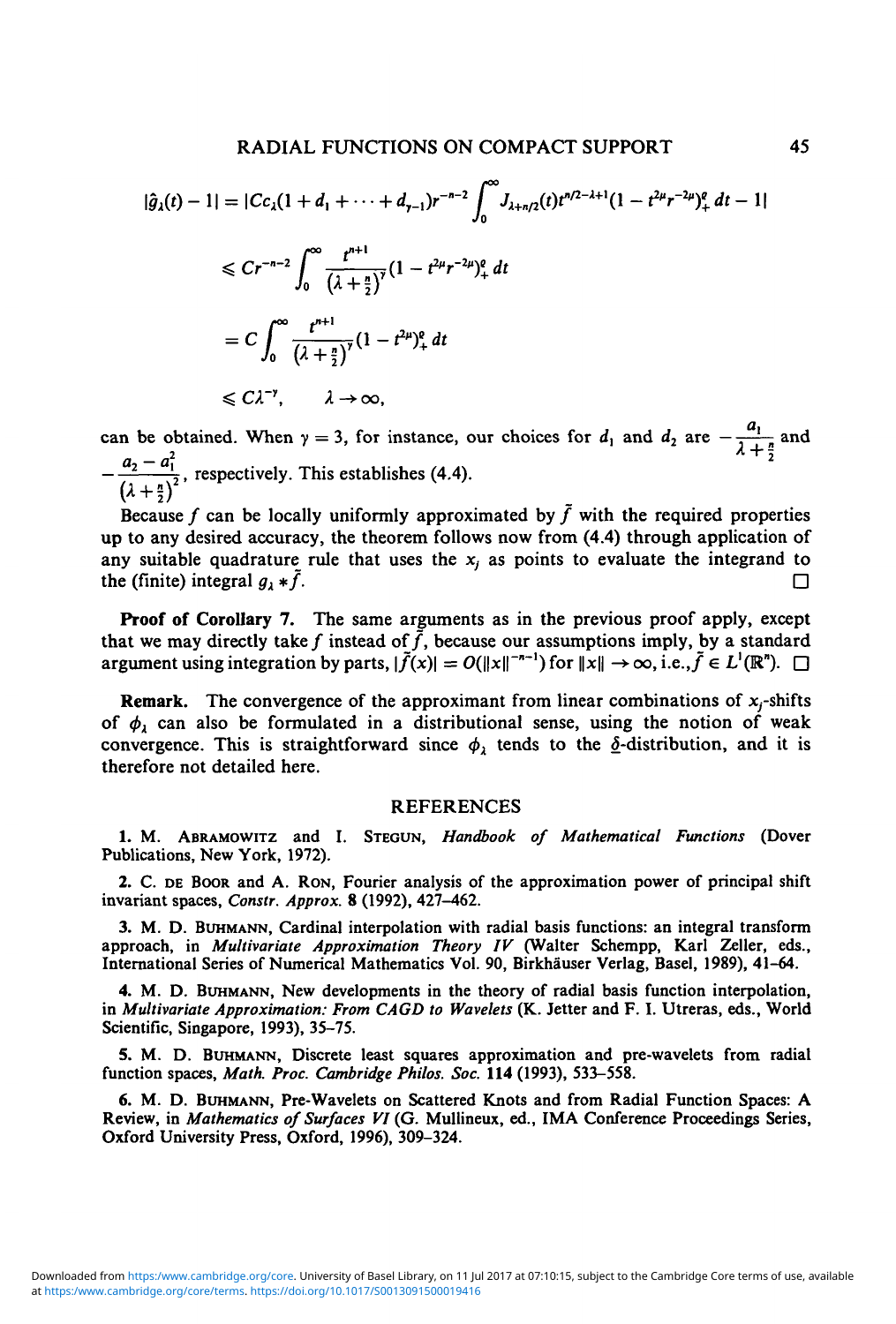$$
\begin{aligned}
|\hat{g}_\lambda(t) - 1| &= |Cc_\lambda(1 + d_1 + \cdots + d_{\gamma-1}) r^{-n-2} \int_0^\infty J_{\lambda+n/2}(t) t^{n/2-\lambda+1} (1 - t^{2\mu} r^{-2\mu})_+^{\varrho} \, dt - 1| \\
&\leqslant C r^{-n-2} \int_0^\infty \frac{t^{n+1}}{\left(\lambda + \frac{n}{2}\right)^\gamma} (1 - t^{2\mu} r^{-2\mu})_+^{\varrho} \, dt \\
&= C \int_0^\infty \frac{t^{n+1}}{\left(\lambda + \frac{n}{2}\right)^\gamma} (1 - t^{2\mu})_+^{\varrho} \, dt \\
&\leqslant C \lambda^{-\gamma}, \qquad \lambda \to \infty,
\end{aligned}
$$

can be obtained. When $\gamma = 3$, for instance, our choices for $d_1$ and $d_2$ are $-\dfrac{a_1}{\lambda + \frac{n}{2}}$ and $-\dfrac{a_2 - a_1^2}{\left(\lambda + \frac{n}{2}\right)^2}$, respectively. This establishes (4.4).

Because $f$ can be locally uniformly approximated by $\tilde{f}$ with the required properties up to any desired accuracy, the theorem follows now from (4.4) through application of any suitable quadrature rule that uses the $x_j$ as points to evaluate the integrand to the (finite) integral $g_\lambda * \tilde{f}$. $\square$

**Proof of Corollary 7.** The same arguments as in the previous proof apply, except that we may directly take $f$ instead of $\tilde{f}$, because our assumptions imply, by a standard argument using integration by parts, $|\hat{f}(x)| = O(\|x\|^{-n-1})$ for $\|x\| \to \infty$, i.e., $\hat{f} \in L^1(\mathbb{R}^n)$. $\square$

**Remark.** The convergence of the approximant from linear combinations of $x_j$-shifts of $\phi_\lambda$ can also be formulated in a distributional sense, using the notion of weak convergence. This is straightforward since $\phi_\lambda$ tends to the $\underline{\delta}$-distribution, and it is therefore not detailed here.

## REFERENCES

1. M. Abramowitz and I. Stegun, *Handbook of Mathematical Functions* (Dover Publications, New York, 1972).

2. C. de Boor and A. Ron, Fourier analysis of the approximation power of principal shift invariant spaces, *Constr. Approx.* **8** (1992), 427–462.

3. M. D. Buhmann, Cardinal interpolation with radial basis functions: an integral transform approach, in *Multivariate Approximation Theory IV* (Walter Schempp, Karl Zeller, eds., International Series of Numerical Mathematics Vol. 90, Birkhäuser Verlag, Basel, 1989), 41–64.

4. M. D. Buhmann, New developments in the theory of radial basis function interpolation, in *Multivariate Approximation: From CAGD to Wavelets* (K. Jetter and F. I. Utreras, eds., World Scientific, Singapore, 1993), 35–75.

5. M. D. Buhmann, Discrete least squares approximation and pre-wavelets from radial function spaces, *Math. Proc. Cambridge Philos. Soc.* **114** (1993), 533–558.

6. M. D. Buhmann, Pre-Wavelets on Scattered Knots and from Radial Function Spaces: A Review, in *Mathematics of Surfaces VI* (G. Mullineux, ed., IMA Conference Proceedings Series, Oxford University Press, Oxford, 1996), 309–324.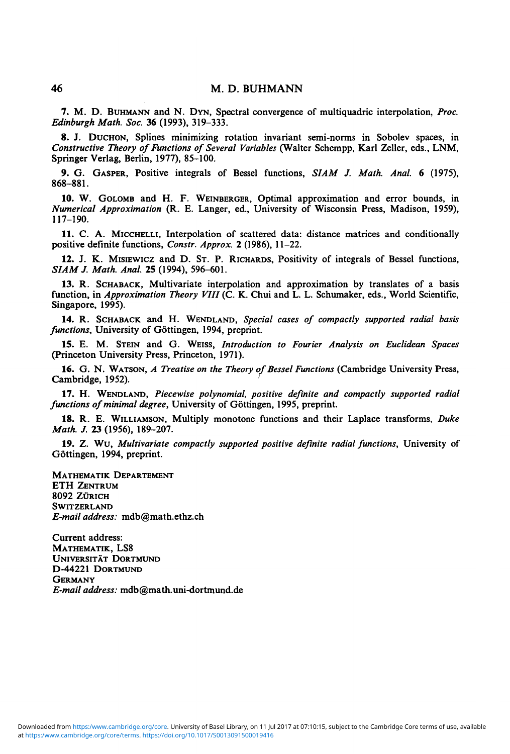**7.** M. D. Buhmann and N. Dyn, Spectral convergence of multiquadric interpolation, *Proc. Edinburgh Math. Soc.* **36** (1993), 319–333.

**8.** J. Duchon, Splines minimizing rotation invariant semi-norms in Sobolev spaces, in *Constructive Theory of Functions of Several Variables* (Walter Schempp, Karl Zeller, eds., LNM, Springer Verlag, Berlin, 1977), 85–100.

**9.** G. Gasper, Positive integrals of Bessel functions, *SIAM J. Math. Anal.* **6** (1975), 868–881.

**10.** W. Golomb and H. F. Weinberger, Optimal approximation and error bounds, in *Numerical Approximation* (R. E. Langer, ed., University of Wisconsin Press, Madison, 1959), 117–190.

**11.** C. A. Micchelli, Interpolation of scattered data: distance matrices and conditionally positive definite functions, *Constr. Approx.* **2** (1986), 11–22.

**12.** J. K. Misiewicz and D. St. P. Richards, Positivity of integrals of Bessel functions, *SIAM J. Math. Anal.* **25** (1994), 596–601.

**13.** R. Schaback, Multivariate interpolation and approximation by translates of a basis function, in *Approximation Theory VIII* (C. K. Chui and L. L. Schumaker, eds., World Scientific, Singapore, 1995).

**14.** R. Schaback and H. Wendland, *Special cases of compactly supported radial basis functions*, University of Göttingen, 1994, preprint.

**15.** E. M. Stein and G. Weiss, *Introduction to Fourier Analysis on Euclidean Spaces* (Princeton University Press, Princeton, 1971).

**16.** G. N. Watson, *A Treatise on the Theory of Bessel Functions* (Cambridge University Press, Cambridge, 1952).

**17.** H. Wendland, *Piecewise polynomial, positive definite and compactly supported radial functions of minimal degree*, University of Göttingen, 1995, preprint.

**18.** R. E. Williamson, Multiply monotone functions and their Laplace transforms, *Duke Math. J.* **23** (1956), 189–207.

**19.** Z. Wu, *Multivariate compactly supported positive definite radial functions*, University of Göttingen, 1994, preprint.

Mathematik Departement
ETH Zentrum
8092 Zürich
Switzerland
*E-mail address:* mdb@math.ethz.ch

Current address:
Mathematik, LS8
Universität Dortmund
D-44221 Dortmund
Germany
*E-mail address:* mdb@math.uni-dortmund.de